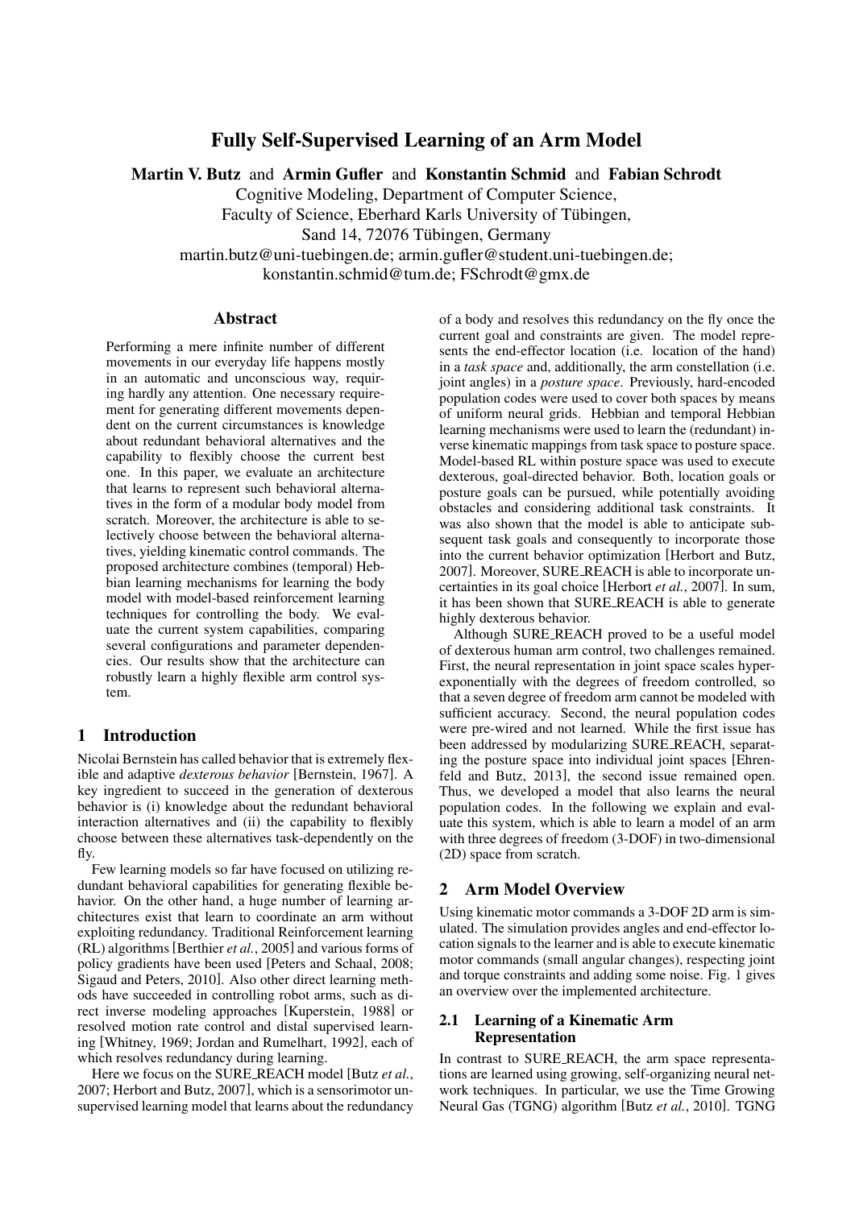# Fully Self-Supervised Learning of an Arm Model

**Martin V. Butz** and **Armin Gufler** and **Konstantin Schmid** and **Fabian Schrodt**

Cognitive Modeling, Department of Computer Science,
Faculty of Science, Eberhard Karls University of Tübingen,
Sand 14, 72076 Tübingen, Germany
martin.butz@uni-tuebingen.de; armin.gufler@student.uni-tuebingen.de;
konstantin.schmid@tum.de; FSchrodt@gmx.de

## Abstract

Performing a mere infinite number of different movements in our everyday life happens mostly in an automatic and unconscious way, requiring hardly any attention. One necessary requirement for generating different movements dependent on the current circumstances is knowledge about redundant behavioral alternatives and the capability to flexibly choose the current best one. In this paper, we evaluate an architecture that learns to represent such behavioral alternatives in the form of a modular body model from scratch. Moreover, the architecture is able to selectively choose between the behavioral alternatives, yielding kinematic control commands. The proposed architecture combines (temporal) Hebbian learning mechanisms for learning the body model with model-based reinforcement learning techniques for controlling the body. We evaluate the current system capabilities, comparing several configurations and parameter dependencies. Our results show that the architecture can robustly learn a highly flexible arm control system.

## 1 Introduction

Nicolai Bernstein has called behavior that is extremely flexible and adaptive *dexterous behavior* [Bernstein, 1967]. A key ingredient to succeed in the generation of dexterous behavior is (i) knowledge about the redundant behavioral interaction alternatives and (ii) the capability to flexibly choose between these alternatives task-dependently on the fly.

Few learning models so far have focused on utilizing redundant behavioral capabilities for generating flexible behavior. On the other hand, a huge number of learning architectures exist that learn to coordinate an arm without exploiting redundancy. Traditional Reinforcement learning (RL) algorithms [Berthier *et al.*, 2005] and various forms of policy gradients have been used [Peters and Schaal, 2008; Sigaud and Peters, 2010]. Also other direct learning methods have succeeded in controlling robot arms, such as direct inverse modeling approaches [Kuperstein, 1988] or resolved motion rate control and distal supervised learning [Whitney, 1969; Jordan and Rumelhart, 1992], each of which resolves redundancy during learning.

Here we focus on the SURE_REACH model [Butz *et al.*, 2007; Herbort and Butz, 2007], which is a sensorimotor unsupervised learning model that learns about the redundancy of a body and resolves this redundancy on the fly once the current goal and constraints are given. The model represents the end-effector location (i.e. location of the hand) in a *task space* and, additionally, the arm constellation (i.e. joint angles) in a *posture space*. Previously, hard-encoded population codes were used to cover both spaces by means of uniform neural grids. Hebbian and temporal Hebbian learning mechanisms were used to learn the (redundant) inverse kinematic mappings from task space to posture space. Model-based RL within posture space was used to execute dexterous, goal-directed behavior. Both, location goals or posture goals can be pursued, while potentially avoiding obstacles and considering additional task constraints. It was also shown that the model is able to anticipate subsequent task goals and consequently to incorporate those into the current behavior optimization [Herbort and Butz, 2007]. Moreover, SURE_REACH is able to incorporate uncertainties in its goal choice [Herbort *et al.*, 2007]. In sum, it has been shown that SURE_REACH is able to generate highly dexterous behavior.

Although SURE_REACH proved to be a useful model of dexterous human arm control, two challenges remained. First, the neural representation in joint space scales hyper-exponentially with the degrees of freedom controlled, so that a seven degree of freedom arm cannot be modeled with sufficient accuracy. Second, the neural population codes were pre-wired and not learned. While the first issue has been addressed by modularizing SURE_REACH, separating the posture space into individual joint spaces [Ehrenfeld and Butz, 2013], the second issue remained open. Thus, we developed a model that also learns the neural population codes. In the following we explain and evaluate this system, which is able to learn a model of an arm with three degrees of freedom (3-DOF) in two-dimensional (2D) space from scratch.

## 2 Arm Model Overview

Using kinematic motor commands a 3-DOF 2D arm is simulated. The simulation provides angles and end-effector location signals to the learner and is able to execute kinematic motor commands (small angular changes), respecting joint and torque constraints and adding some noise. Fig. 1 gives an overview over the implemented architecture.

### 2.1 Learning of a Kinematic Arm Representation

In contrast to SURE_REACH, the arm space representations are learned using growing, self-organizing neural network techniques. In particular, we use the Time Growing Neural Gas (TGNG) algorithm [Butz *et al.*, 2010]. TGNG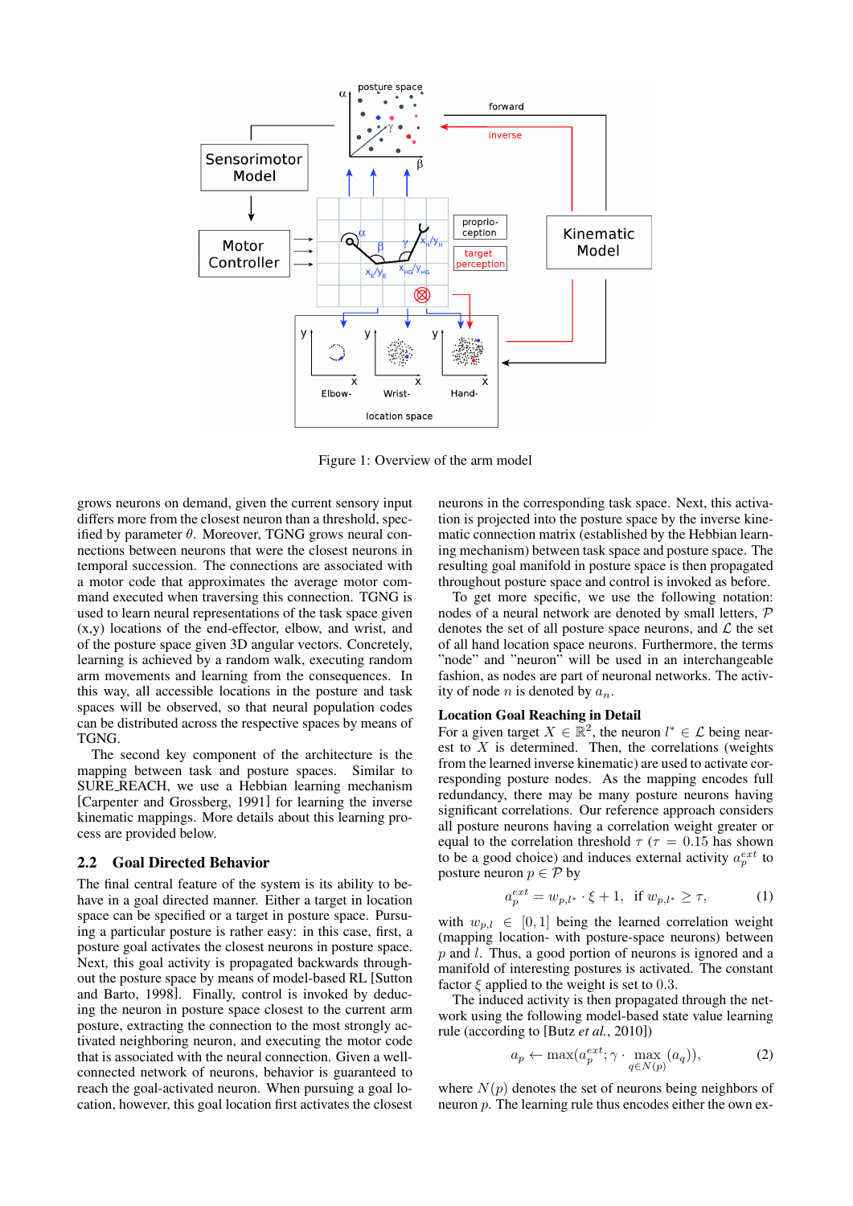Figure 1: Overview of the arm model

grows neurons on demand, given the current sensory input differs more from the closest neuron than a threshold, specified by parameter $\theta$. Moreover, TGNG grows neural connections between neurons that were the closest neurons in temporal succession. The connections are associated with a motor code that approximates the average motor command executed when traversing this connection. TGNG is used to learn neural representations of the task space given (x,y) locations of the end-effector, elbow, and wrist, and of the posture space given 3D angular vectors. Concretely, learning is achieved by a random walk, executing random arm movements and learning from the consequences. In this way, all accessible locations in the posture and task spaces will be observed, so that neural population codes can be distributed across the respective spaces by means of TGNG.

The second key component of the architecture is the mapping between task and posture spaces. Similar to SURE_REACH, we use a Hebbian learning mechanism [Carpenter and Grossberg, 1991] for learning the inverse kinematic mappings. More details about this learning process are provided below.

## 2.2 Goal Directed Behavior

The final central feature of the system is its ability to behave in a goal directed manner. Either a target in location space can be specified or a target in posture space. Pursuing a particular posture is rather easy: in this case, first, a posture goal activates the closest neurons in posture space. Next, this goal activity is propagated backwards throughout the posture space by means of model-based RL [Sutton and Barto, 1998]. Finally, control is invoked by executing the neuron in posture space closest to the current arm posture, extracting the connection to the most strongly activated neighboring neuron, and executing the motor code that is associated with the neural connection. Given a well-connected network of neurons, behavior is guaranteed to reach the goal-activated neuron. When pursuing a goal location, however, this goal location first activates the closest neurons in the corresponding task space. Next, this activation is projected into the posture space by the inverse kinematic connection matrix (established by the Hebbian learning mechanism) between task space and posture space. The resulting goal manifold in posture space is then propagated throughout posture space and control is invoked as before.

To get more specific, we use the following notation: nodes of a neural network are denoted by small letters, $\mathcal{P}$ denotes the set of all posture space neurons, and $\mathcal{L}$ the set of all hand location space neurons. Furthermore, the terms "node" and "neuron" will be used in an interchangeable fashion, as nodes are part of neuronal networks. The activity of node $n$ is denoted by $a_n$.

**Location Goal Reaching in Detail**

For a given target $X \in \mathbb{R}^2$, the neuron $l^* \in \mathcal{L}$ being nearest to $X$ is determined. Then, the correlations (weights from the learned inverse kinematic) are used to activate corresponding posture nodes. As the mapping encodes full redundancy, there may be many posture neurons having significant correlations. Our reference approach considers all posture neurons having a correlation weight greater or equal to the correlation threshold $\tau$ ($\tau = 0.15$ has shown to be a good choice) and induces external activity $a_p^{ext}$ to posture neuron $p \in \mathcal{P}$ by

$$a_p^{ext} = w_{p,l^*} \cdot \xi + 1, \;\; \text{if } w_{p,l^*} \geq \tau, \tag{1}$$

with $w_{p,l} \in [0, 1]$ being the learned correlation weight (mapping location- with posture-space neurons) between $p$ and $l$. Thus, a good portion of neurons is ignored and a manifold of interesting postures is activated. The constant factor $\xi$ applied to the weight is set to $0.3$.

The induced activity is then propagated through the network using the following model-based state value learning rule (according to [Butz *et al.*, 2010])

$$a_p \leftarrow \max(a_p^{ext}; \gamma \cdot \max_{q \in N(p)} (a_q)), \tag{2}$$

where $N(p)$ denotes the set of neurons being neighbors of neuron $p$. The learning rule thus encodes either the own ex-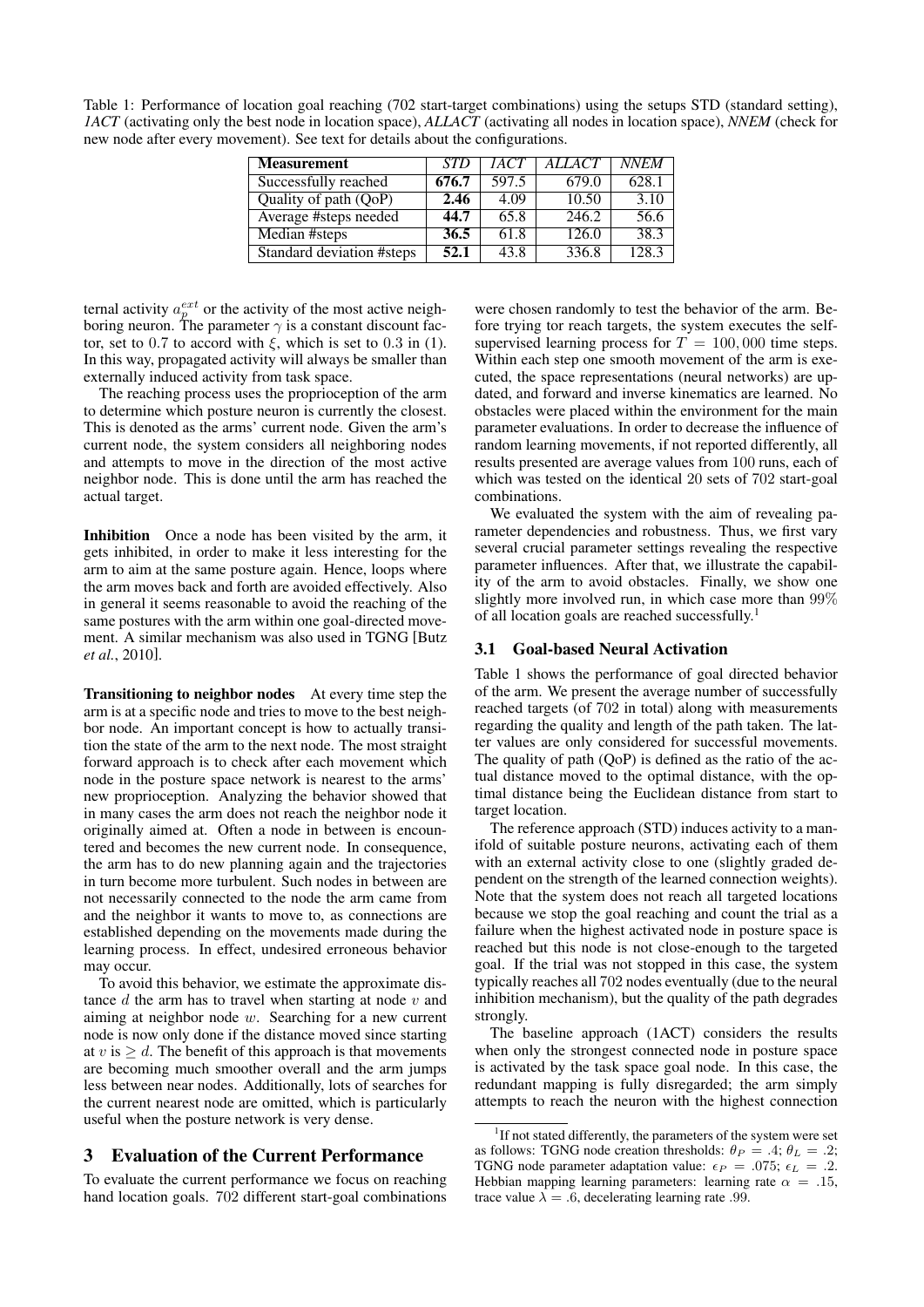Table 1: Performance of location goal reaching (702 start-target combinations) using the setups STD (standard setting), *1ACT* (activating only the best node in location space), *ALLACT* (activating all nodes in location space), *NNEM* (check for new node after every movement). See text for details about the configurations.

| **Measurement** | *STD* | *1ACT* | *ALLACT* | *NNEM* |
|---|---|---|---|---|
| Successfully reached | **676.7** | 597.5 | 679.0 | 628.1 |
| Quality of path (QoP) | **2.46** | 4.09 | 10.50 | 3.10 |
| Average #steps needed | **44.7** | 65.8 | 246.2 | 56.6 |
| Median #steps | **36.5** | 61.8 | 126.0 | 38.3 |
| Standard deviation #steps | **52.1** | 43.8 | 336.8 | 128.3 |

ternal activity $a_p^{ext}$ or the activity of the most active neighboring neuron. The parameter $\gamma$ is a constant discount factor, set to $0.7$ to accord with $\xi$, which is set to $0.3$ in (1). In this way, propagated activity will always be smaller than externally induced activity from task space.

The reaching process uses the proprioception of the arm to determine which posture neuron is currently the closest. This is denoted as the arms' current node. Given the arm's current node, the system considers all neighboring nodes and attempts to move in the direction of the most active neighbor node. This is done until the arm has reached the actual target.

**Inhibition** Once a node has been visited by the arm, it gets inhibited, in order to make it less interesting for the arm to aim at the same posture again. Hence, loops where the arm moves back and forth are avoided effectively. Also in general it seems reasonable to avoid the reaching of the same postures with the arm within one goal-directed movement. A similar mechanism was also used in TGNG [Butz *et al.*, 2010].

**Transitioning to neighbor nodes** At every time step the arm is at a specific node and tries to move to the best neighbor node. An important concept is how to actually transition the state of the arm to the next node. The most straight forward approach is to check after each movement which node in the posture space network is nearest to the arms' new proprioception. Analyzing the behavior showed that in many cases the arm does not reach the neighbor node it originally aimed at. Often a node in between is encountered and becomes the new current node. In consequence, the arm has to do new planning again and the trajectories in turn become more turbulent. Such nodes in between are not necessarily connected to the node the arm came from and the neighbor it wants to move to, as connections are established depending on the movements made during the learning process. In effect, undesired erroneous behavior may occur.

To avoid this behavior, we estimate the approximate distance $d$ the arm has to travel when starting at node $v$ and aiming at neighbor node $w$. Searching for a new current node is now only done if the distance moved since starting at $v$ is $\geq d$. The benefit of this approach is that movements are becoming much smoother overall and the arm jumps less between near nodes. Additionally, lots of searches for the current nearest node are omitted, which is particularly useful when the posture network is very dense.

## 3 Evaluation of the Current Performance

To evaluate the current performance we focus on reaching hand location goals. 702 different start-goal combinations were chosen randomly to test the behavior of the arm. Before trying tor reach targets, the system executes the self-supervised learning process for $T = 100,000$ time steps. Within each step one smooth movement of the arm is executed, the space representations (neural networks) are updated, and forward and inverse kinematics are learned. No obstacles were placed within the environment for the main parameter evaluations. In order to decrease the influence of random learning movements, if not reported differently, all results presented are average values from 100 runs, each of which was tested on the identical 20 sets of 702 start-goal combinations.

We evaluated the system with the aim of revealing parameter dependencies and robustness. Thus, we first vary several crucial parameter settings revealing the respective parameter influences. After that, we illustrate the capability of the arm to avoid obstacles. Finally, we show one slightly more involved run, in which case more than $99\%$ of all location goals are reached successfully.[1]

### 3.1 Goal-based Neural Activation

Table 1 shows the performance of goal directed behavior of the arm. We present the average number of successfully reached targets (of 702 in total) along with measurements regarding the quality and length of the path taken. The latter values are only considered for successful movements. The quality of path (QoP) is defined as the ratio of the actual distance moved to the optimal distance, with the optimal distance being the Euclidean distance from start to target location.

The reference approach (STD) induces activity to a manifold of suitable posture neurons, activating each of them with an external activity close to one (slightly graded dependent on the strength of the learned connection weights). Note that the system does not reach all targeted locations because we stop the goal reaching and count the trial as a failure when the highest activated node in posture space is reached but this node is not close-enough to the targeted goal. If the trial was not stopped in this case, the system typically reaches all 702 nodes eventually (due to the neural inhibition mechanism), but the quality of the path degrades strongly.

The baseline approach (1ACT) considers the results when only the strongest connected node in posture space is activated by the task space goal node. In this case, the redundant mapping is fully disregarded; the arm simply attempts to reach the neuron with the highest connection

[1] If not stated differently, the parameters of the system were set as follows: TGNG node creation thresholds: $\theta_P = .4$; $\theta_L = .2$; TGNG node parameter adaptation value: $\epsilon_P = .075$; $\epsilon_L = .2$. Hebbian mapping learning parameters: learning rate $\alpha = .15$, trace value $\lambda = .6$, decelerating learning rate .99.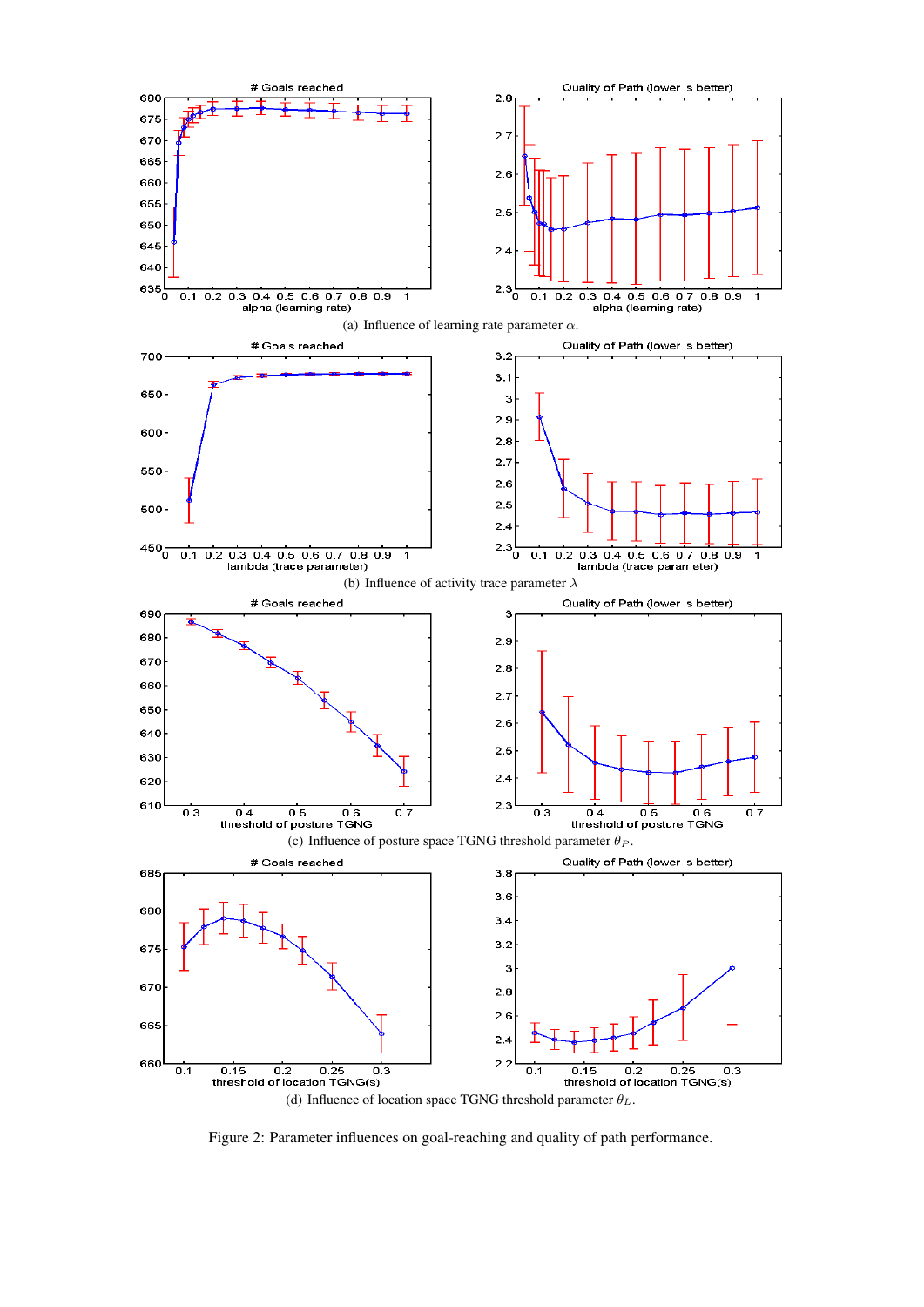(a) Influence of learning rate parameter $\alpha$.

(b) Influence of activity trace parameter $\lambda$

(c) Influence of posture space TGNG threshold parameter $\theta_P$.

(d) Influence of location space TGNG threshold parameter $\theta_L$.

Figure 2: Parameter influences on goal-reaching and quality of path performance.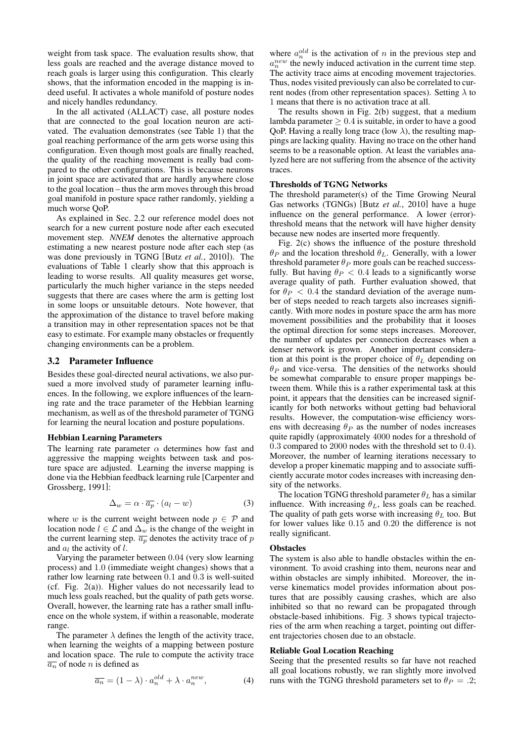weight from task space. The evaluation results show, that less goals are reached and the average distance moved to reach goals is larger using this configuration. This clearly shows, that the information encoded in the mapping is indeed useful. It activates a whole manifold of posture nodes and nicely handles redundancy.

In the all activated (ALLACT) case, all posture nodes that are connected to the goal location neuron are activated. The evaluation demonstrates (see Table 1) that the goal reaching performance of the arm gets worse using this configuration. Even though most goals are finally reached, the quality of the reaching movement is really bad compared to the other configurations. This is because neurons in joint space are activated that are hardly anywhere close to the goal location – thus the arm moves through this broad goal manifold in posture space rather randomly, yielding a much worse QoP.

As explained in Sec. 2.2 our reference model does not search for a new current posture node after each executed movement step. *NNEM* denotes the alternative approach estimating a new nearest posture node after each step (as was done previously in TGNG [Butz *et al.*, 2010]). The evaluations of Table 1 clearly show that this approach is leading to worse results. All quality measures get worse, particularly the much higher variance in the steps needed suggests that there are cases where the arm is getting lost in some loops or unsuitable detours. Note however, that the approximation of the distance to travel before making a transition may in other representation spaces not be that easy to estimate. For example many obstacles or frequently changing environments can be a problem.

## 3.2 Parameter Influence

Besides these goal-directed neural activations, we also pursued a more involved study of parameter learning influences. In the following, we explore influences of the learning rate and the trace parameter of the Hebbian learning mechanism, as well as of the threshold parameter of TGNG for learning the neural location and posture populations.

### Hebbian Learning Parameters

The learning rate parameter $\alpha$ determines how fast and aggressive the mapping weights between task and posture space are adjusted. Learning the inverse mapping is done via the Hebbian feedback learning rule [Carpenter and Grossberg, 1991]:

$$\Delta_w = \alpha \cdot \overline{a_p} \cdot (a_l - w) \tag{3}$$

where $w$ is the current weight between node $p \in \mathcal{P}$ and location node $l \in \mathcal{L}$ and $\Delta_w$ is the change of the weight in the current learning step. $\overline{a_p}$ denotes the activity trace of $p$ and $a_l$ the activity of $l$.

Varying the parameter between $0.04$ (very slow learning process) and $1.0$ (immediate weight changes) shows that a rather low learning rate between $0.1$ and $0.3$ is well-suited (cf. Fig. 2(a)). Higher values do not necessarily lead to much less goals reached, but the quality of path gets worse. Overall, however, the learning rate has a rather small influence on the whole system, if within a reasonable, moderate range.

The parameter $\lambda$ defines the length of the activity trace, when learning the weights of a mapping between posture and location space. The rule to compute the activity trace $\overline{a_n}$ of node $n$ is defined as

$$\overline{a_n} = (1 - \lambda) \cdot a_n^{old} + \lambda \cdot a_n^{new}, \tag{4}$$

where $a_n^{old}$ is the activation of $n$ in the previous step and $a_n^{new}$ the newly induced activation in the current time step. The activity trace aims at encoding movement trajectories. Thus, nodes visited previously can also be correlated to current nodes (from other representation spaces). Setting $\lambda$ to 1 means that there is no activation trace at all.

The results shown in Fig. 2(b) suggest, that a medium lambda parameter $\geq 0.4$ is suitable, in order to have a good QoP. Having a really long trace (low $\lambda$), the resulting mappings are lacking quality. Having no trace on the other hand seems to be a reasonable option. At least the variables analyzed here are not suffering from the absence of the activity traces.

### Thresholds of TGNG Networks

The threshold parameter(s) of the Time Growing Neural Gas networks (TGNGs) [Butz *et al.*, 2010] have a huge influence on the general performance. A lower (error)-threshold means that the network will have higher density because new nodes are inserted more frequently.

Fig. 2(c) shows the influence of the posture threshold $\theta_P$ and the location threshold $\theta_L$. Generally, with a lower threshold parameter $\theta_P$ more goals can be reached successfully. But having $\theta_P < 0.4$ leads to a significantly worse average quality of path. Further evaluation showed, that for $\theta_P < 0.4$ the standard deviation of the average number of steps needed to reach targets also increases significantly. With more nodes in posture space the arm has more movement possibilities and the probability that it looses the optimal direction for some steps increases. Moreover, the number of updates per connection decreases when a denser network is grown. Another important consideration at this point is the proper choice of $\theta_L$ depending on $\theta_P$ and vice-versa. The densities of the networks should be somewhat comparable to ensure proper mappings between them. While this is a rather experimental task at this point, it appears that the densities can be increased significantly for both networks without getting bad behavioral results. However, the computation-wise efficiency worsens with decreasing $\theta_P$ as the number of nodes increases quite rapidly (approximately $4000$ nodes for a threshold of $0.3$ compared to $2000$ nodes with the threshold set to $0.4$). Moreover, the number of learning iterations necessary to develop a proper kinematic mapping and to associate sufficiently accurate motor codes increases with increasing density of the networks.

The location TGNG threshold parameter $\theta_L$ has a similar influence. With increasing $\theta_L$, less goals can be reached. The quality of path gets worse with increasing $\theta_L$ too. But for lower values like $0.15$ and $0.20$ the difference is not really significant.

### Obstacles

The system is also able to handle obstacles within the environment. To avoid crashing into them, neurons near and within obstacles are simply inhibited. Moreover, the inverse kinematics model provides information about postures that are possibly causing crashes, which are also inhibited so that no reward can be propagated through obstacle-based inhibitions. Fig. 3 shows typical trajectories of the arm when reaching a target, pointing out different trajectories chosen due to an obstacle.

### Reliable Goal Location Reaching

Seeing that the presented results so far have not reached all goal locations robustly, we ran slightly more involved runs with the TGNG threshold parameters set to $\theta_P = .2$;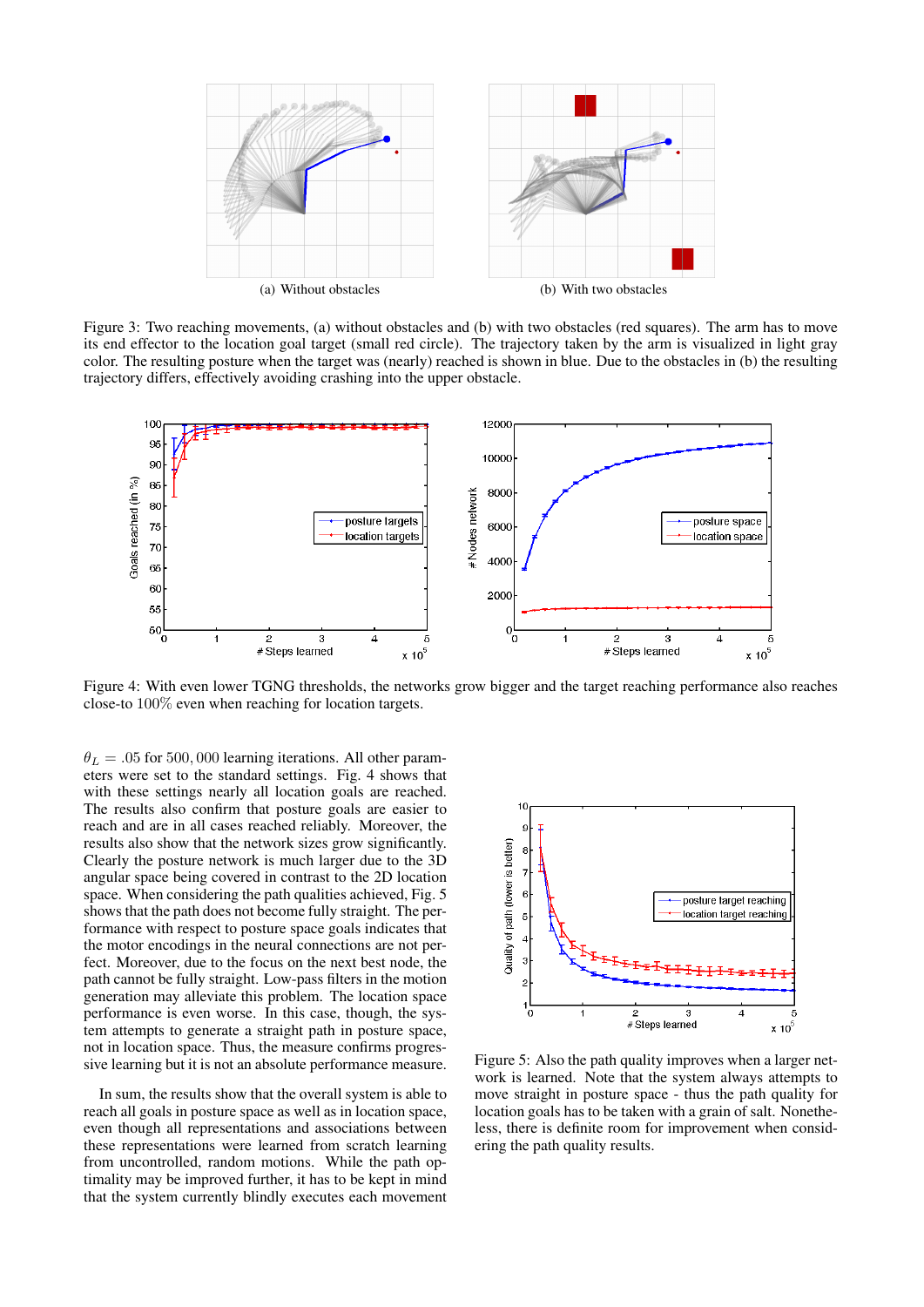(a) Without obstacles

(b) With two obstacles

Figure 3: Two reaching movements, (a) without obstacles and (b) with two obstacles (red squares). The arm has to move its end effector to the location goal target (small red circle). The trajectory taken by the arm is visualized in light gray color. The resulting posture when the target was (nearly) reached is shown in blue. Due to the obstacles in (b) the resulting trajectory differs, effectively avoiding crashing into the upper obstacle.

Figure 4: With even lower TGNG thresholds, the networks grow bigger and the target reaching performance also reaches close-to 100% even when reaching for location targets.

$\theta_L = .05$ for $500,000$ learning iterations. All other parameters were set to the standard settings. Fig. 4 shows that with these settings nearly all location goals are reached. The results also confirm that posture goals are easier to reach and are in all cases reached reliably. Moreover, the results also show that the network sizes grow significantly. Clearly the posture network is much larger due to the 3D angular space being covered in contrast to the 2D location space. When considering the path qualities achieved, Fig. 5 shows that the path does not become fully straight. The performance with respect to posture space goals indicates that the motor encodings in the neural connections are not perfect. Moreover, due to the focus on the next best node, the path cannot be fully straight. Low-pass filters in the motion generation may alleviate this problem. The location space performance is even worse. In this case, though, the system attempts to generate a straight path in posture space, not in location space. Thus, the measure confirms progressive learning but it is not an absolute performance measure.

In sum, the results show that the overall system is able to reach all goals in posture space as well as in location space, even though all representations and associations between these representations were learned from scratch learning from uncontrolled, random motions. While the path optimality may be improved further, it has to be kept in mind that the system currently blindly executes each movement

Figure 5: Also the path quality improves when a larger network is learned. Note that the system always attempts to move straight in posture space - thus the path quality for location goals has to be taken with a grain of salt. Nonetheless, there is definite room for improvement when considering the path quality results.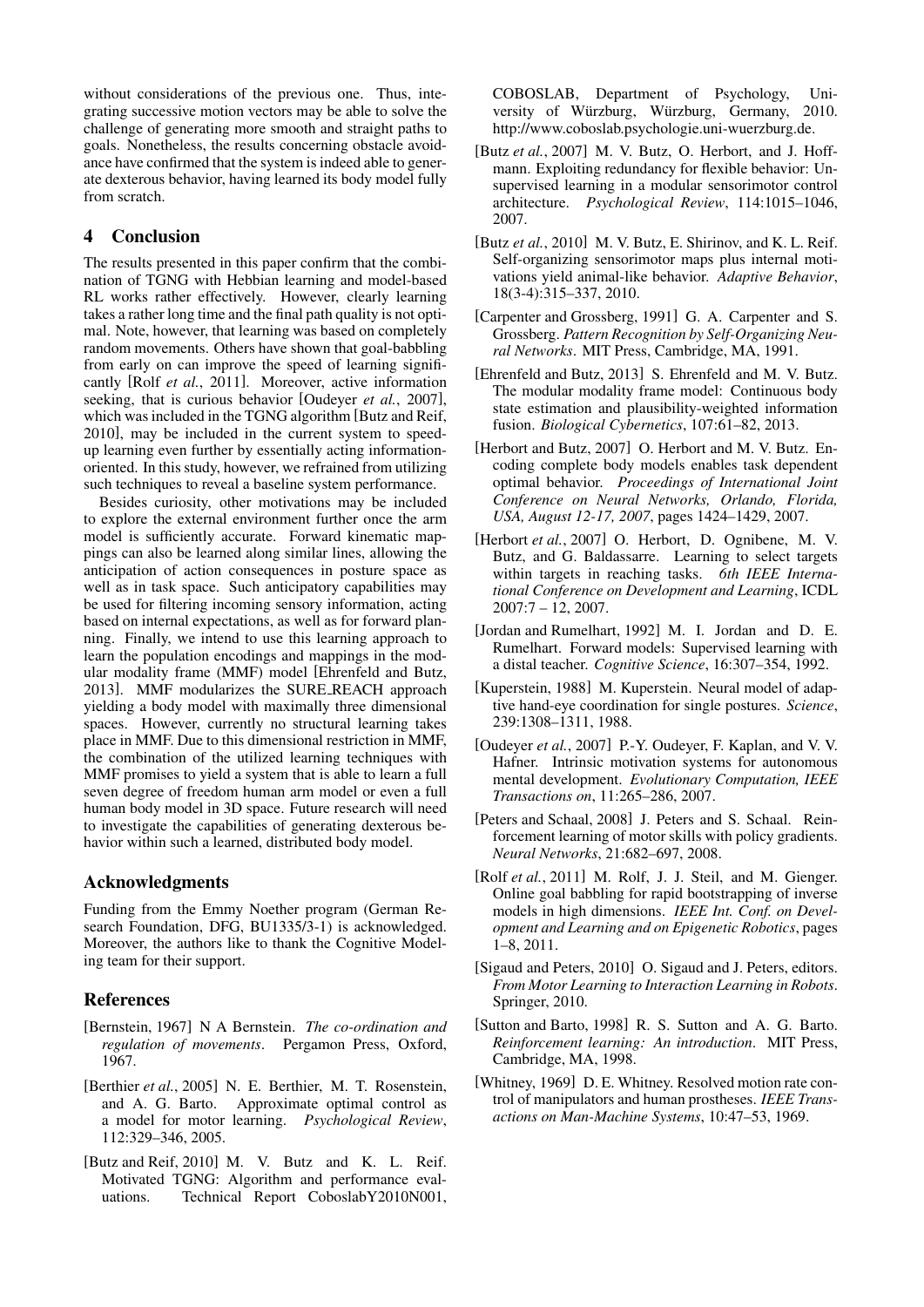without considerations of the previous one. Thus, integrating successive motion vectors may be able to solve the challenge of generating more smooth and straight paths to goals. Nonetheless, the results concerning obstacle avoidance have confirmed that the system is indeed able to generate dexterous behavior, having learned its body model fully from scratch.

## 4 Conclusion

The results presented in this paper confirm that the combination of TGNG with Hebbian learning and model-based RL works rather effectively. However, clearly learning takes a rather long time and the final path quality is not optimal. Note, however, that learning was based on completely random movements. Others have shown that goal-babbling from early on can improve the speed of learning significantly [Rolf *et al.*, 2011]. Moreover, active information seeking, that is curious behavior [Oudeyer *et al.*, 2007], which was included in the TGNG algorithm [Butz and Reif, 2010], may be included in the current system to speed-up learning even further by essentially acting information-oriented. In this study, however, we refrained from utilizing such techniques to reveal a baseline system performance.

Besides curiosity, other motivations may be included to explore the external environment further once the arm model is sufficiently accurate. Forward kinematic mappings can also be learned along similar lines, allowing the anticipation of action consequences in posture space as well as in task space. Such anticipatory capabilities may be used for filtering incoming sensory information, acting based on internal expectations, as well as for forward planning. Finally, we intend to use this learning approach to learn the population encodings and mappings in the modular modality frame (MMF) model [Ehrenfeld and Butz, 2013]. MMF modularizes the SURE_REACH approach yielding a body model with maximally three dimensional spaces. However, currently no structural learning takes place in MMF. Due to this dimensional restriction in MMF, the combination of the utilized learning techniques with MMF promises to yield a system that is able to learn a full seven degree of freedom human arm model or even a full human body model in 3D space. Future research will need to investigate the capabilities of generating dexterous behavior within such a learned, distributed body model.

## Acknowledgments

Funding from the Emmy Noether program (German Research Foundation, DFG, BU1335/3-1) is acknowledged. Moreover, the authors like to thank the Cognitive Modeling team for their support.

## References

[Bernstein, 1967] N A Bernstein. *The co-ordination and regulation of movements*. Pergamon Press, Oxford, 1967.

[Berthier *et al.*, 2005] N. E. Berthier, M. T. Rosenstein, and A. G. Barto. Approximate optimal control as a model for motor learning. *Psychological Review*, 112:329–346, 2005.

[Butz and Reif, 2010] M. V. Butz and K. L. Reif. Motivated TGNG: Algorithm and performance evaluations. Technical Report CoboslabY2010N001, COBOSLAB, Department of Psychology, University of Würzburg, Würzburg, Germany, 2010. http://www.coboslab.psychologie.uni-wuerzburg.de.

[Butz *et al.*, 2007] M. V. Butz, O. Herbort, and J. Hoffmann. Exploiting redundancy for flexible behavior: Unsupervised learning in a modular sensorimotor control architecture. *Psychological Review*, 114:1015–1046, 2007.

[Butz *et al.*, 2010] M. V. Butz, E. Shirinov, and K. L. Reif. Self-organizing sensorimotor maps plus internal motivations yield animal-like behavior. *Adaptive Behavior*, 18(3-4):315–337, 2010.

[Carpenter and Grossberg, 1991] G. A. Carpenter and S. Grossberg. *Pattern Recognition by Self-Organizing Neural Networks*. MIT Press, Cambridge, MA, 1991.

[Ehrenfeld and Butz, 2013] S. Ehrenfeld and M. V. Butz. The modular modality frame model: Continuous body state estimation and plausibility-weighted information fusion. *Biological Cybernetics*, 107:61–82, 2013.

[Herbort and Butz, 2007] O. Herbort and M. V. Butz. Encoding complete body models enables task dependent optimal behavior. *Proceedings of International Joint Conference on Neural Networks, Orlando, Florida, USA, August 12-17, 2007*, pages 1424–1429, 2007.

[Herbort *et al.*, 2007] O. Herbort, D. Ognibene, M. V. Butz, and G. Baldassarre. Learning to select targets within targets in reaching tasks. *6th IEEE International Conference on Development and Learning*, ICDL 2007:7 – 12, 2007.

[Jordan and Rumelhart, 1992] M. I. Jordan and D. E. Rumelhart. Forward models: Supervised learning with a distal teacher. *Cognitive Science*, 16:307–354, 1992.

[Kuperstein, 1988] M. Kuperstein. Neural model of adaptive hand-eye coordination for single postures. *Science*, 239:1308–1311, 1988.

[Oudeyer *et al.*, 2007] P.-Y. Oudeyer, F. Kaplan, and V. V. Hafner. Intrinsic motivation systems for autonomous mental development. *Evolutionary Computation, IEEE Transactions on*, 11:265–286, 2007.

[Peters and Schaal, 2008] J. Peters and S. Schaal. Reinforcement learning of motor skills with policy gradients. *Neural Networks*, 21:682–697, 2008.

[Rolf *et al.*, 2011] M. Rolf, J. J. Steil, and M. Gienger. Online goal babbling for rapid bootstrapping of inverse models in high dimensions. *IEEE Int. Conf. on Development and Learning and on Epigenetic Robotics*, pages 1–8, 2011.

[Sigaud and Peters, 2010] O. Sigaud and J. Peters, editors. *From Motor Learning to Interaction Learning in Robots*. Springer, 2010.

[Sutton and Barto, 1998] R. S. Sutton and A. G. Barto. *Reinforcement learning: An introduction*. MIT Press, Cambridge, MA, 1998.

[Whitney, 1969] D. E. Whitney. Resolved motion rate control of manipulators and human prostheses. *IEEE Transactions on Man-Machine Systems*, 10:47–53, 1969.